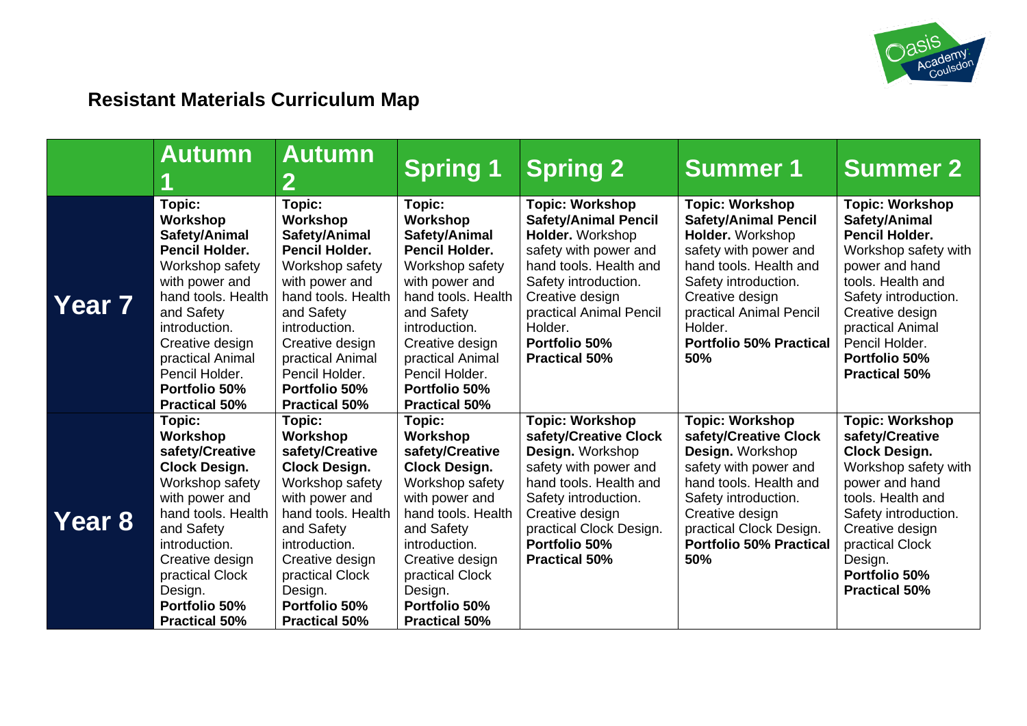# Resistant Materials Curriculum Map

| | Autumn 1 | Autumn 2 | Spring 1 | Spring 2 | Summer 1 | Summer 2 |
|---|---|---|---|---|---|---|
| **Year 7** | **Topic: Workshop Safety/Animal Pencil Holder.** Workshop safety with power and hand tools. Health and Safety introduction. Creative design practical Animal Pencil Holder. **Portfolio 50% Practical 50%** | **Topic: Workshop Safety/Animal Pencil Holder.** Workshop safety with power and hand tools. Health and Safety introduction. Creative design practical Animal Pencil Holder. **Portfolio 50% Practical 50%** | **Topic: Workshop Safety/Animal Pencil Holder.** Workshop safety with power and hand tools. Health and Safety introduction. Creative design practical Animal Pencil Holder. **Portfolio 50% Practical 50%** | **Topic: Workshop Safety/Animal Pencil Holder.** Workshop safety with power and hand tools. Health and Safety introduction. Creative design practical Animal Pencil Holder. **Portfolio 50% Practical 50%** | **Topic: Workshop Safety/Animal Pencil Holder.** Workshop safety with power and hand tools. Health and Safety introduction. Creative design practical Animal Pencil Holder. **Portfolio 50% Practical 50%** | **Topic: Workshop Safety/Animal Pencil Holder.** Workshop safety with power and hand tools. Health and Safety introduction. Creative design practical Animal Pencil Holder. **Portfolio 50% Practical 50%** |
| **Year 8** | **Topic: Workshop safety/Creative Clock Design.** Workshop safety with power and hand tools. Health and Safety introduction. Creative design practical Clock Design. **Portfolio 50% Practical 50%** | **Topic: Workshop safety/Creative Clock Design.** Workshop safety with power and hand tools. Health and Safety introduction. Creative design practical Clock Design. **Portfolio 50% Practical 50%** | **Topic: Workshop safety/Creative Clock Design.** Workshop safety with power and hand tools. Health and Safety introduction. Creative design practical Clock Design. **Portfolio 50% Practical 50%** | **Topic: Workshop safety/Creative Clock Design.** Workshop safety with power and hand tools. Health and Safety introduction. Creative design practical Clock Design. **Portfolio 50% Practical 50%** | **Topic: Workshop safety/Creative Clock Design.** Workshop safety with power and hand tools. Health and Safety introduction. Creative design practical Clock Design. **Portfolio 50% Practical 50%** | **Topic: Workshop safety/Creative Clock Design.** Workshop safety with power and hand tools. Health and Safety introduction. Creative design practical Clock Design. **Portfolio 50% Practical 50%** |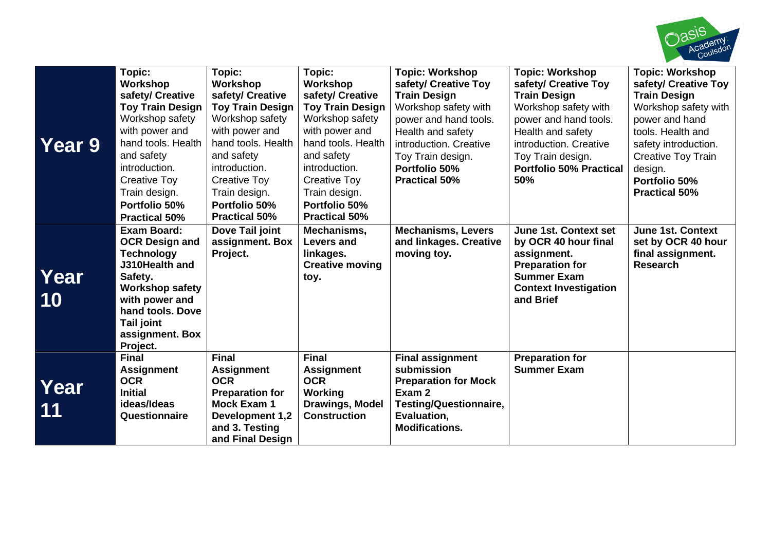| | | | | | | |
|---|---|---|---|---|---|---|
| **Year 9** | **Topic: Workshop safety/ Creative Toy Train Design** Workshop safety with power and hand tools. Health and safety introduction. Creative Toy Train design. **Portfolio 50% Practical 50%** | **Topic: Workshop safety/ Creative Toy Train Design** Workshop safety with power and hand tools. Health and safety introduction. Creative Toy Train design. **Portfolio 50% Practical 50%** | **Topic: Workshop safety/ Creative Toy Train Design** Workshop safety with power and hand tools. Health and safety introduction. Creative Toy Train design. **Portfolio 50% Practical 50%** | **Topic: Workshop safety/ Creative Toy Train Design** Workshop safety with power and hand tools. Health and safety introduction. Creative Toy Train design. **Portfolio 50% Practical 50%** | **Topic: Workshop safety/ Creative Toy Train Design** Workshop safety with power and hand tools. Health and safety introduction. Creative Toy Train design. **Portfolio 50% Practical 50%** | **Topic: Workshop safety/ Creative Toy Train Design** Workshop safety with power and hand tools. Health and safety introduction. Creative Toy Train design. **Portfolio 50% Practical 50%** |
| **Year 10** | **Exam Board: OCR Design and Technology J310Health and Safety. Workshop safety with power and hand tools. Dove Tail joint assignment. Box Project.** | **Dove Tail joint assignment. Box Project.** | **Mechanisms, Levers and linkages. Creative moving toy.** | **Mechanisms, Levers and linkages. Creative moving toy.** | **June 1st. Context set by OCR 40 hour final assignment. Preparation for Summer Exam Context Investigation and Brief** | **June 1st. Context set by OCR 40 hour final assignment. Research** |
| **Year 11** | **Final Assignment OCR Initial ideas/Ideas Questionnaire** | **Final Assignment OCR Preparation for Mock Exam 1 Development 1,2 and 3. Testing and Final Design** | **Final Assignment OCR Working Drawings, Model Construction** | **Final assignment submission Preparation for Mock Exam 2 Testing/Questionnaire, Evaluation, Modifications.** | **Preparation for Summer Exam** | |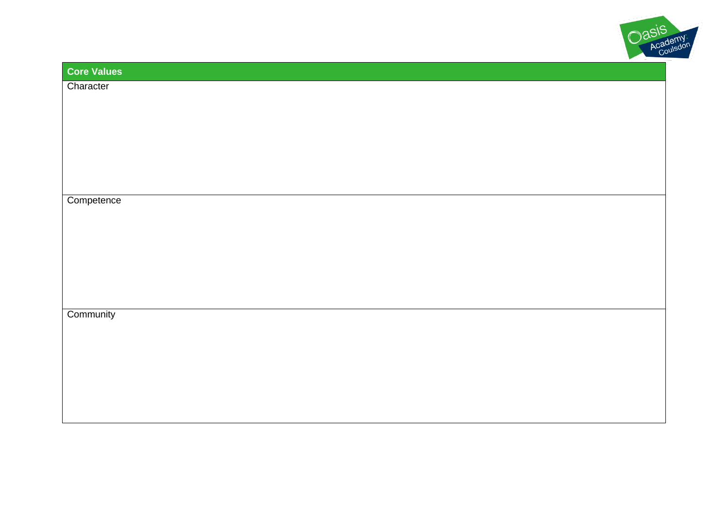| Core Values |
| --- |
| Character |
| Competence |
| Community |